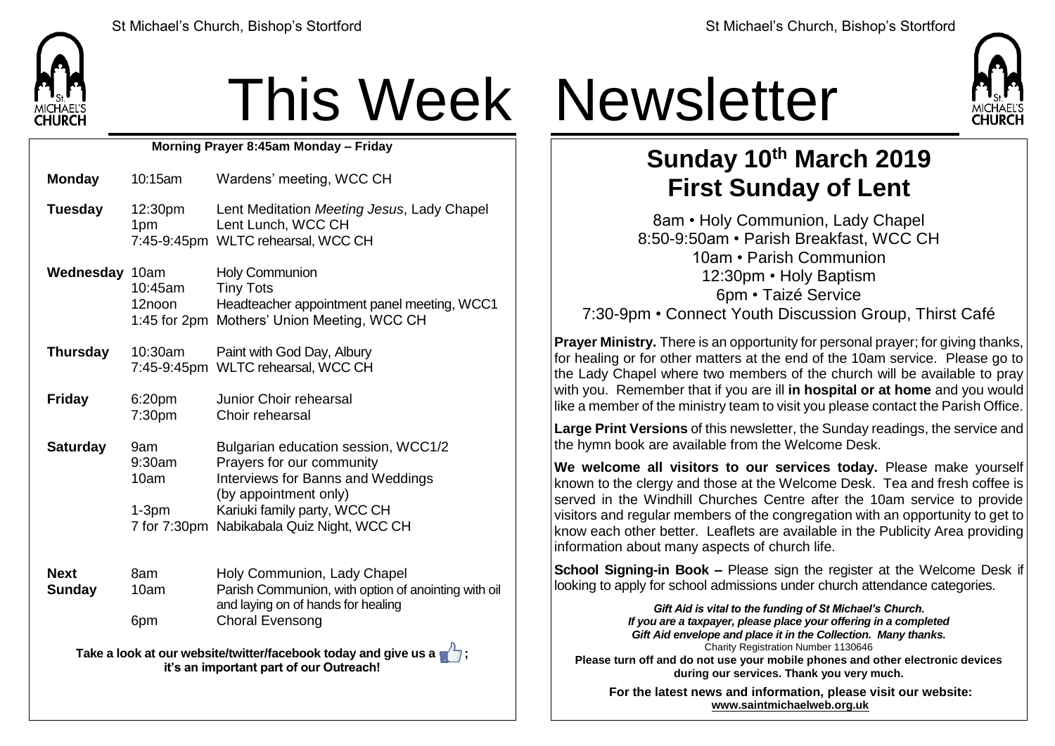# This Week Newsletter

**Morning Prayer 8:45am Monday – Friday**

| | | |
|---|---|---|
| **Monday** | 10:15am | Wardens' meeting, WCC CH |
| **Tuesday** | 12:30pm<br>1pm<br>7:45-9:45pm | Lent Meditation *Meeting Jesus*, Lady Chapel<br>Lent Lunch, WCC CH<br>WLTC rehearsal, WCC CH |
| **Wednesday** | 10am<br>10:45am<br>12noon<br>1:45 for 2pm | Holy Communion<br>Tiny Tots<br>Headteacher appointment panel meeting, WCC1<br>Mothers' Union Meeting, WCC CH |
| **Thursday** | 10:30am<br>7:45-9:45pm | Paint with God Day, Albury<br>WLTC rehearsal, WCC CH |
| **Friday** | 6:20pm<br>7:30pm | Junior Choir rehearsal<br>Choir rehearsal |
| **Saturday** | 9am<br>9:30am<br>10am<br><br>1-3pm<br>7 for 7:30pm | Bulgarian education session, WCC1/2<br>Prayers for our community<br>Interviews for Banns and Weddings (by appointment only)<br>Kariuki family party, WCC CH<br>Nabikabala Quiz Night, WCC CH |
| **Next Sunday** | 8am<br>10am<br><br>6pm | Holy Communion, Lady Chapel<br>Parish Communion, with option of anointing with oil and laying on of hands for healing<br>Choral Evensong |

**Take a look at our website/twitter/facebook today and give us a 👍; it's an important part of our Outreach!**

## Sunday 10th March 2019
## First Sunday of Lent

8am • Holy Communion, Lady Chapel
8:50-9:50am • Parish Breakfast, WCC CH
10am • Parish Communion
12:30pm • Holy Baptism
6pm • Taizé Service
7:30-9pm • Connect Youth Discussion Group, Thirst Café

**Prayer Ministry.** There is an opportunity for personal prayer; for giving thanks, for healing or for other matters at the end of the 10am service. Please go to the Lady Chapel where two members of the church will be available to pray with you. Remember that if you are ill **in hospital or at home** and you would like a member of the ministry team to visit you please contact the Parish Office.

**Large Print Versions** of this newsletter, the Sunday readings, the service and the hymn book are available from the Welcome Desk.

**We welcome all visitors to our services today.** Please make yourself known to the clergy and those at the Welcome Desk. Tea and fresh coffee is served in the Windhill Churches Centre after the 10am service to provide visitors and regular members of the congregation with an opportunity to get to know each other better. Leaflets are available in the Publicity Area providing information about many aspects of church life.

**School Signing-in Book –** Please sign the register at the Welcome Desk if looking to apply for school admissions under church attendance categories.

***Gift Aid is vital to the funding of St Michael's Church. If you are a taxpayer, please place your offering in a completed Gift Aid envelope and place it in the Collection. Many thanks.***
Charity Registration Number 1130646
**Please turn off and do not use your mobile phones and other electronic devices during our services. Thank you very much.**

**For the latest news and information, please visit our website: www.saintmichaelweb.org.uk**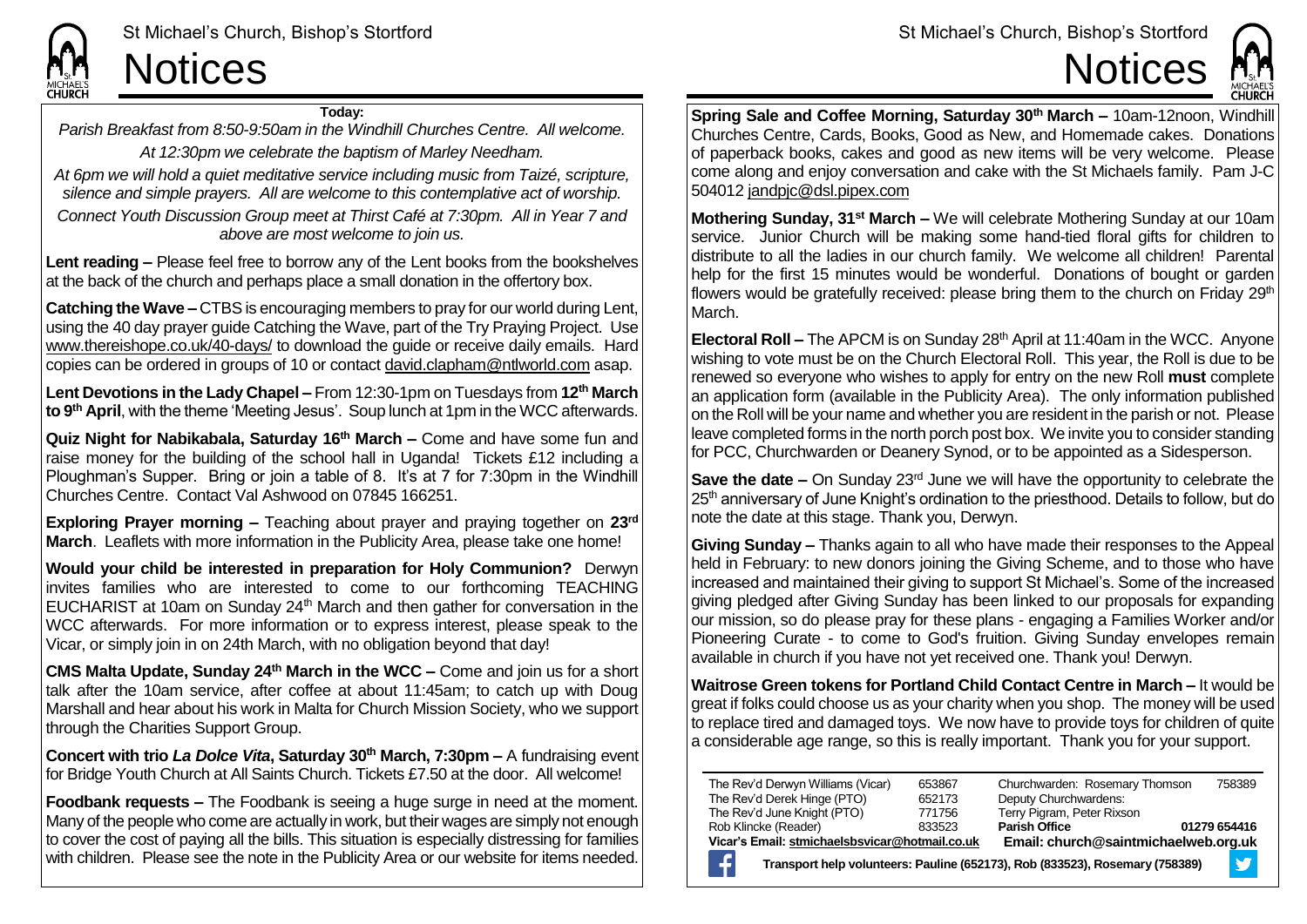# Notices

**Today:**

*Parish Breakfast from 8:50-9:50am in the Windhill Churches Centre. All welcome.*

*At 12:30pm we celebrate the baptism of Marley Needham.*

*At 6pm we will hold a quiet meditative service including music from Taizé, scripture, silence and simple prayers. All are welcome to this contemplative act of worship.*

*Connect Youth Discussion Group meet at Thirst Café at 7:30pm. All in Year 7 and above are most welcome to join us.*

**Lent reading –** Please feel free to borrow any of the Lent books from the bookshelves at the back of the church and perhaps place a small donation in the offertory box.

**Catching the Wave –** CTBS is encouraging members to pray for our world during Lent, using the 40 day prayer guide Catching the Wave, part of the Try Praying Project. Use www.thereishope.co.uk/40-days/ to download the guide or receive daily emails. Hard copies can be ordered in groups of 10 or contact david.clapham@ntlworld.com asap.

**Lent Devotions in the Lady Chapel –** From 12:30-1pm on Tuesdays from **12th March to 9th April**, with the theme 'Meeting Jesus'. Soup lunch at 1pm in the WCC afterwards.

**Quiz Night for Nabikabala, Saturday 16th March –** Come and have some fun and raise money for the building of the school hall in Uganda! Tickets £12 including a Ploughman's Supper. Bring or join a table of 8. It's at 7 for 7:30pm in the Windhill Churches Centre. Contact Val Ashwood on 07845 166251.

**Exploring Prayer morning –** Teaching about prayer and praying together on **23rd March**. Leaflets with more information in the Publicity Area, please take one home!

**Would your child be interested in preparation for Holy Communion?** Derwyn invites families who are interested to come to our forthcoming TEACHING EUCHARIST at 10am on Sunday 24th March and then gather for conversation in the WCC afterwards. For more information or to express interest, please speak to the Vicar, or simply join in on 24th March, with no obligation beyond that day!

**CMS Malta Update, Sunday 24th March in the WCC –** Come and join us for a short talk after the 10am service, after coffee at about 11:45am; to catch up with Doug Marshall and hear about his work in Malta for Church Mission Society, who we support through the Charities Support Group.

**Concert with trio *La Dolce Vita*, Saturday 30th March, 7:30pm –** A fundraising event for Bridge Youth Church at All Saints Church. Tickets £7.50 at the door. All welcome!

**Foodbank requests –** The Foodbank is seeing a huge surge in need at the moment. Many of the people who come are actually in work, but their wages are simply not enough to cover the cost of paying all the bills. This situation is especially distressing for families with children. Please see the note in the Publicity Area or our website for items needed.

**Spring Sale and Coffee Morning, Saturday 30th March –** 10am-12noon, Windhill Churches Centre, Cards, Books, Good as New, and Homemade cakes. Donations of paperback books, cakes and good as new items will be very welcome. Please come along and enjoy conversation and cake with the St Michaels family. Pam J-C 504012 jandpjc@dsl.pipex.com

**Mothering Sunday, 31st March –** We will celebrate Mothering Sunday at our 10am service. Junior Church will be making some hand-tied floral gifts for children to distribute to all the ladies in our church family. We welcome all children! Parental help for the first 15 minutes would be wonderful. Donations of bought or garden flowers would be gratefully received: please bring them to the church on Friday 29th March.

**Electoral Roll –** The APCM is on Sunday 28th April at 11:40am in the WCC. Anyone wishing to vote must be on the Church Electoral Roll. This year, the Roll is due to be renewed so everyone who wishes to apply for entry on the new Roll **must** complete an application form (available in the Publicity Area). The only information published on the Roll will be your name and whether you are resident in the parish or not. Please leave completed forms in the north porch post box. We invite you to consider standing for PCC, Churchwarden or Deanery Synod, or to be appointed as a Sidesperson.

**Save the date –** On Sunday 23rd June we will have the opportunity to celebrate the 25th anniversary of June Knight's ordination to the priesthood. Details to follow, but do note the date at this stage. Thank you, Derwyn.

**Giving Sunday –** Thanks again to all who have made their responses to the Appeal held in February: to new donors joining the Giving Scheme, and to those who have increased and maintained their giving to support St Michael's. Some of the increased giving pledged after Giving Sunday has been linked to our proposals for expanding our mission, so do please pray for these plans - engaging a Families Worker and/or Pioneering Curate - to come to God's fruition. Giving Sunday envelopes remain available in church if you have not yet received one. Thank you! Derwyn.

**Waitrose Green tokens for Portland Child Contact Centre in March –** It would be great if folks could choose us as your charity when you shop. The money will be used to replace tired and damaged toys. We now have to provide toys for children of quite a considerable age range, so this is really important. Thank you for your support.

| | | | |
|---|---|---|---|
| The Rev'd Derwyn Williams (Vicar) | 653867 | Churchwarden: Rosemary Thomson | 758389 |
| The Rev'd Derek Hinge (PTO) | 652173 | Deputy Churchwardens: | |
| The Rev'd June Knight (PTO) | 771756 | Terry Pigram, Peter Rixson | |
| Rob Klincke (Reader) | 833523 | **Parish Office** | **01279 654416** |
| **Vicar's Email: stmichaelsbsvicar@hotmail.co.uk** | | **Email: church@saintmichaelweb.org.uk** | |

**Transport help volunteers: Pauline (652173), Rob (833523), Rosemary (758389)**